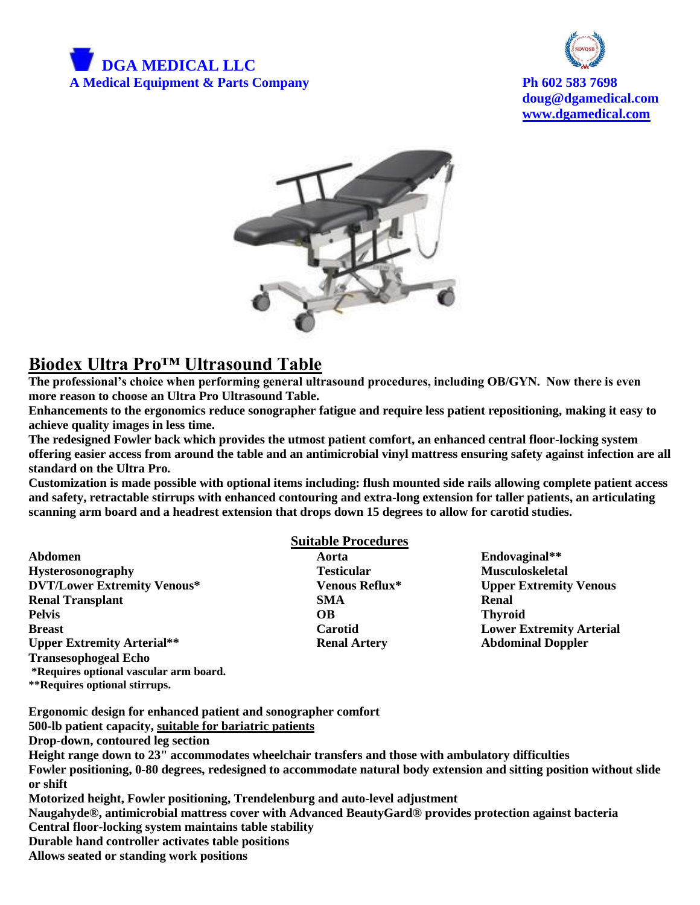**DGA MEDICAL LLC**
**A Medical Equipment & Parts Company**

**Ph 602 583 7698**
**doug@dgamedical.com**
**www.dgamedical.com**

# Biodex Ultra Pro™ Ultrasound Table

**The professional's choice when performing general ultrasound procedures, including OB/GYN. Now there is even more reason to choose an Ultra Pro Ultrasound Table.**

**Enhancements to the ergonomics reduce sonographer fatigue and require less patient repositioning, making it easy to achieve quality images in less time.**

**The redesigned Fowler back which provides the utmost patient comfort, an enhanced central floor-locking system offering easier access from around the table and an antimicrobial vinyl mattress ensuring safety against infection are all standard on the Ultra Pro.**

**Customization is made possible with optional items including: flush mounted side rails allowing complete patient access and safety, retractable stirrups with enhanced contouring and extra-long extension for taller patients, an articulating scanning arm board and a headrest extension that drops down 15 degrees to allow for carotid studies.**

## Suitable Procedures

| | | |
|---|---|---|
| **Abdomen** | **Aorta** | **Endovaginal**** |
| **Hysterosonography** | **Testicular** | **Musculoskeletal** |
| **DVT/Lower Extremity Venous*** | **Venous Reflux*** | **Upper Extremity Venous** |
| **Renal Transplant** | **SMA** | **Renal** |
| **Pelvis** | **OB** | **Thyroid** |
| **Breast** | **Carotid** | **Lower Extremity Arterial** |
| **Upper Extremity Arterial**** | **Renal Artery** | **Abdominal Doppler** |
| **Transesophogeal Echo** | | |

***Requires optional vascular arm board.**
****Requires optional stirrups.**

**Ergonomic design for enhanced patient and sonographer comfort**
**500-lb patient capacity, suitable for bariatric patients**
**Drop-down, contoured leg section**
**Height range down to 23" accommodates wheelchair transfers and those with ambulatory difficulties**
**Fowler positioning, 0-80 degrees, redesigned to accommodate natural body extension and sitting position without slide or shift**
**Motorized height, Fowler positioning, Trendelenburg and auto-level adjustment**
**Naugahyde®, antimicrobial mattress cover with Advanced BeautyGard® provides protection against bacteria**
**Central floor-locking system maintains table stability**
**Durable hand controller activates table positions**
**Allows seated or standing work positions**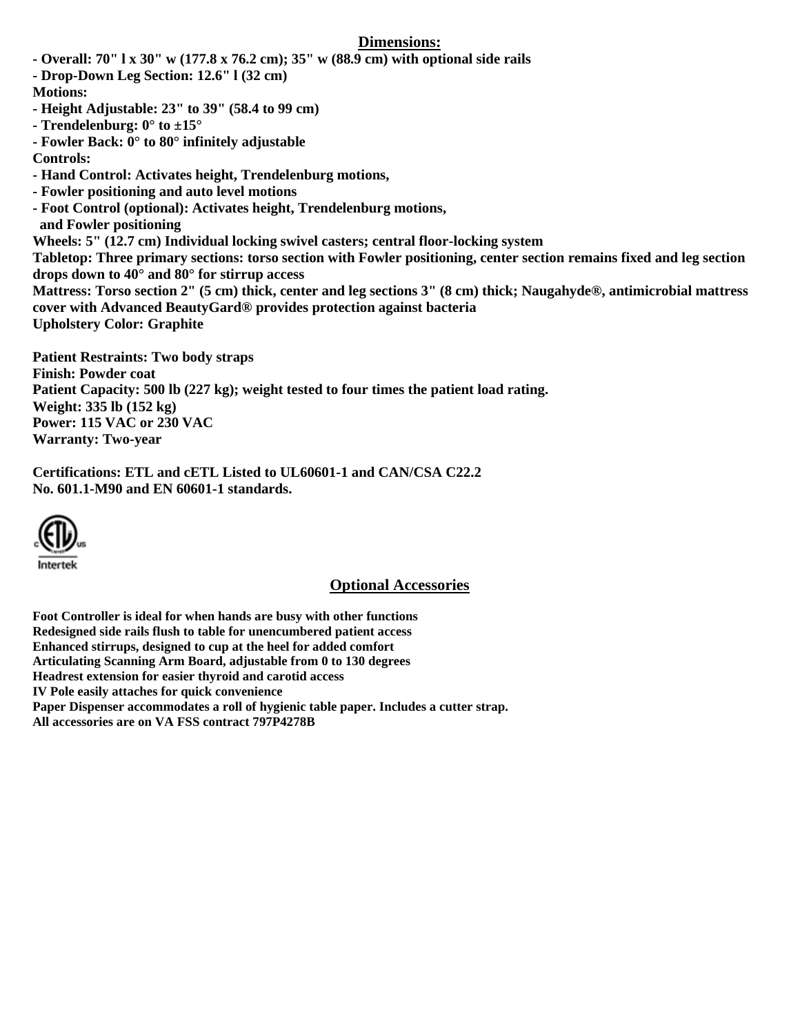## Dimensions:

- Overall: 70" l x 30" w (177.8 x 76.2 cm); 35" w (88.9 cm) with optional side rails
- Drop-Down Leg Section: 12.6" l (32 cm)

**Motions:**

- Height Adjustable: 23" to 39" (58.4 to 99 cm)
- Trendelenburg: 0° to ±15°
- Fowler Back: 0° to 80° infinitely adjustable

**Controls:**

- Hand Control: Activates height, Trendelenburg motions,
- Fowler positioning and auto level motions
- Foot Control (optional): Activates height, Trendelenburg motions, and Fowler positioning

**Wheels:** 5" (12.7 cm) Individual locking swivel casters; central floor-locking system

**Tabletop:** Three primary sections: torso section with Fowler positioning, center section remains fixed and leg section drops down to 40° and 80° for stirrup access

**Mattress:** Torso section 2" (5 cm) thick, center and leg sections 3" (8 cm) thick; Naugahyde®, antimicrobial mattress cover with Advanced BeautyGard® provides protection against bacteria

**Upholstery Color:** Graphite

**Patient Restraints:** Two body straps
**Finish:** Powder coat
**Patient Capacity:** 500 lb (227 kg); weight tested to four times the patient load rating.
**Weight:** 335 lb (152 kg)
**Power:** 115 VAC or 230 VAC
**Warranty:** Two-year

**Certifications:** ETL and cETL Listed to UL60601-1 and CAN/CSA C22.2 No. 601.1-M90 and EN 60601-1 standards.

c ETL us
Intertek

## Optional Accessories

**Foot Controller is ideal for when hands are busy with other functions**
**Redesigned side rails flush to table for unencumbered patient access**
**Enhanced stirrups, designed to cup at the heel for added comfort**
**Articulating Scanning Arm Board, adjustable from 0 to 130 degrees**
**Headrest extension for easier thyroid and carotid access**
**IV Pole easily attaches for quick convenience**
**Paper Dispenser accommodates a roll of hygienic table paper. Includes a cutter strap.**
**All accessories are on VA FSS contract 797P4278B**